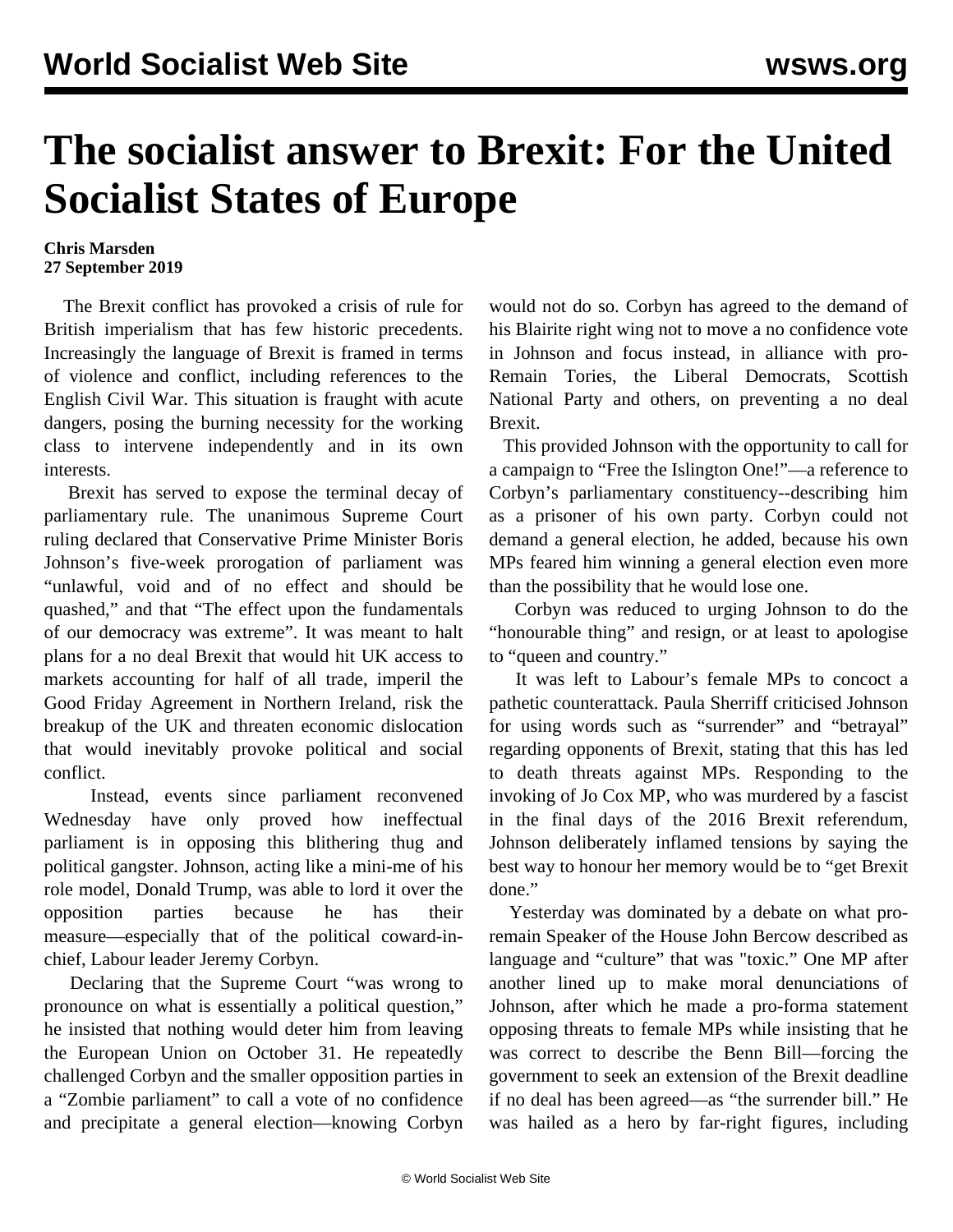# The socialist answer to Brexit: For the United Socialist States of Europe

**Chris Marsden**
**27 September 2019**

The Brexit conflict has provoked a crisis of rule for British imperialism that has few historic precedents. Increasingly the language of Brexit is framed in terms of violence and conflict, including references to the English Civil War. This situation is fraught with acute dangers, posing the burning necessity for the working class to intervene independently and in its own interests.

Brexit has served to expose the terminal decay of parliamentary rule. The unanimous Supreme Court ruling declared that Conservative Prime Minister Boris Johnson's five-week prorogation of parliament was "unlawful, void and of no effect and should be quashed," and that "The effect upon the fundamentals of our democracy was extreme". It was meant to halt plans for a no deal Brexit that would hit UK access to markets accounting for half of all trade, imperil the Good Friday Agreement in Northern Ireland, risk the breakup of the UK and threaten economic dislocation that would inevitably provoke political and social conflict.

Instead, events since parliament reconvened Wednesday have only proved how ineffectual parliament is in opposing this blithering thug and political gangster. Johnson, acting like a mini-me of his role model, Donald Trump, was able to lord it over the opposition parties because he has their measure—especially that of the political coward-in-chief, Labour leader Jeremy Corbyn.

Declaring that the Supreme Court "was wrong to pronounce on what is essentially a political question," he insisted that nothing would deter him from leaving the European Union on October 31. He repeatedly challenged Corbyn and the smaller opposition parties in a "Zombie parliament" to call a vote of no confidence and precipitate a general election—knowing Corbyn would not do so. Corbyn has agreed to the demand of his Blairite right wing not to move a no confidence vote in Johnson and focus instead, in alliance with pro-Remain Tories, the Liberal Democrats, Scottish National Party and others, on preventing a no deal Brexit.

This provided Johnson with the opportunity to call for a campaign to "Free the Islington One!"—a reference to Corbyn's parliamentary constituency--describing him as a prisoner of his own party. Corbyn could not demand a general election, he added, because his own MPs feared him winning a general election even more than the possibility that he would lose one.

Corbyn was reduced to urging Johnson to do the "honourable thing" and resign, or at least to apologise to "queen and country."

It was left to Labour's female MPs to concoct a pathetic counterattack. Paula Sherriff criticised Johnson for using words such as "surrender" and "betrayal" regarding opponents of Brexit, stating that this has led to death threats against MPs. Responding to the invoking of Jo Cox MP, who was murdered by a fascist in the final days of the 2016 Brexit referendum, Johnson deliberately inflamed tensions by saying the best way to honour her memory would be to "get Brexit done."

Yesterday was dominated by a debate on what pro-remain Speaker of the House John Bercow described as language and "culture" that was "toxic." One MP after another lined up to make moral denunciations of Johnson, after which he made a pro-forma statement opposing threats to female MPs while insisting that he was correct to describe the Benn Bill—forcing the government to seek an extension of the Brexit deadline if no deal has been agreed—as "the surrender bill." He was hailed as a hero by far-right figures, including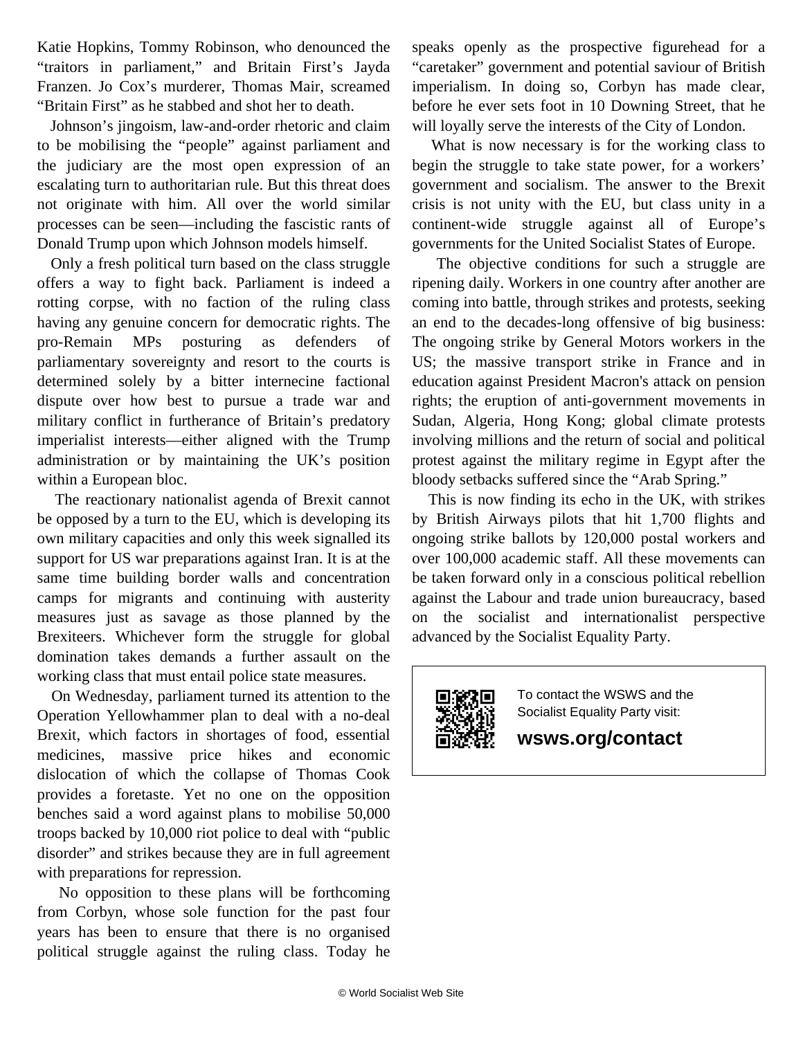Katie Hopkins, Tommy Robinson, who denounced the "traitors in parliament," and Britain First's Jayda Franzen. Jo Cox's murderer, Thomas Mair, screamed "Britain First" as he stabbed and shot her to death.

Johnson's jingoism, law-and-order rhetoric and claim to be mobilising the "people" against parliament and the judiciary are the most open expression of an escalating turn to authoritarian rule. But this threat does not originate with him. All over the world similar processes can be seen—including the fascistic rants of Donald Trump upon which Johnson models himself.

Only a fresh political turn based on the class struggle offers a way to fight back. Parliament is indeed a rotting corpse, with no faction of the ruling class having any genuine concern for democratic rights. The pro-Remain MPs posturing as defenders of parliamentary sovereignty and resort to the courts is determined solely by a bitter internecine factional dispute over how best to pursue a trade war and military conflict in furtherance of Britain's predatory imperialist interests—either aligned with the Trump administration or by maintaining the UK's position within a European bloc.

The reactionary nationalist agenda of Brexit cannot be opposed by a turn to the EU, which is developing its own military capacities and only this week signalled its support for US war preparations against Iran. It is at the same time building border walls and concentration camps for migrants and continuing with austerity measures just as savage as those planned by the Brexiteers. Whichever form the struggle for global domination takes demands a further assault on the working class that must entail police state measures.

On Wednesday, parliament turned its attention to the Operation Yellowhammer plan to deal with a no-deal Brexit, which factors in shortages of food, essential medicines, massive price hikes and economic dislocation of which the collapse of Thomas Cook provides a foretaste. Yet no one on the opposition benches said a word against plans to mobilise 50,000 troops backed by 10,000 riot police to deal with "public disorder" and strikes because they are in full agreement with preparations for repression.

No opposition to these plans will be forthcoming from Corbyn, whose sole function for the past four years has been to ensure that there is no organised political struggle against the ruling class. Today he speaks openly as the prospective figurehead for a "caretaker" government and potential saviour of British imperialism. In doing so, Corbyn has made clear, before he ever sets foot in 10 Downing Street, that he will loyally serve the interests of the City of London.

What is now necessary is for the working class to begin the struggle to take state power, for a workers' government and socialism. The answer to the Brexit crisis is not unity with the EU, but class unity in a continent-wide struggle against all of Europe's governments for the United Socialist States of Europe.

The objective conditions for such a struggle are ripening daily. Workers in one country after another are coming into battle, through strikes and protests, seeking an end to the decades-long offensive of big business: The ongoing strike by General Motors workers in the US; the massive transport strike in France and in education against President Macron's attack on pension rights; the eruption of anti-government movements in Sudan, Algeria, Hong Kong; global climate protests involving millions and the return of social and political protest against the military regime in Egypt after the bloody setbacks suffered since the "Arab Spring."

This is now finding its echo in the UK, with strikes by British Airways pilots that hit 1,700 flights and ongoing strike ballots by 120,000 postal workers and over 100,000 academic staff. All these movements can be taken forward only in a conscious political rebellion against the Labour and trade union bureaucracy, based on the socialist and internationalist perspective advanced by the Socialist Equality Party.

To contact the WSWS and the Socialist Equality Party visit:

**wsws.org/contact**